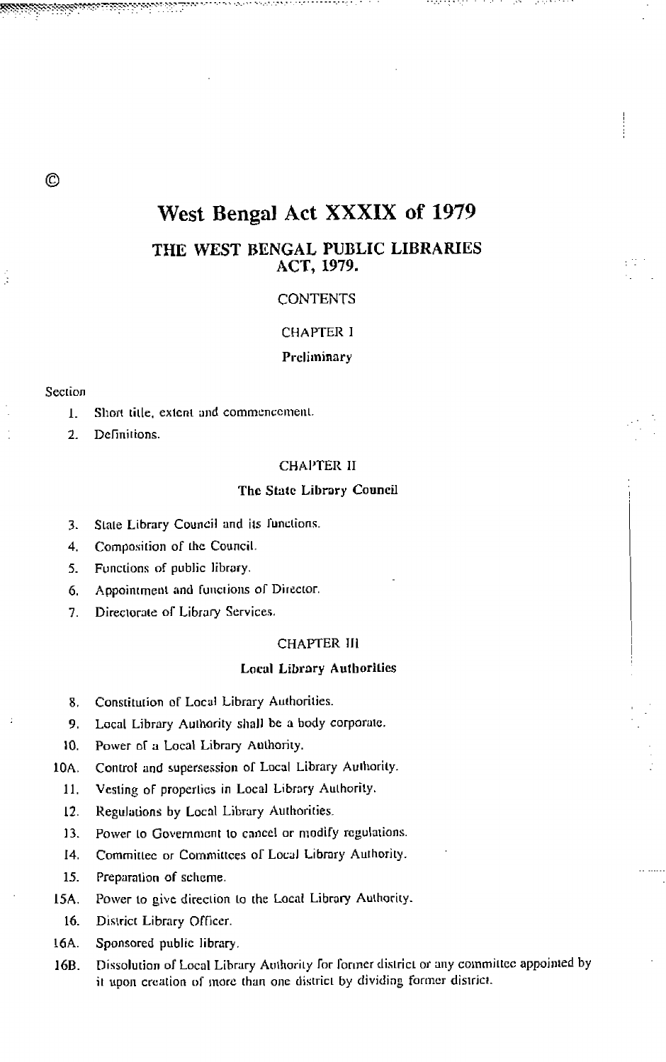©

# West Bengal Act XXXIX of 1979

## THE WEST BENGAL PUBLIC LIBRARIES ACT, 1979.

CONTENTS

CHAPTER I

**Preliminary**

Section

1. Short title, extent and commencement.
2. Definitions.

CHAPTER II

**The State Library Council**

3. State Library Council and its functions.
4. Composition of the Council.
5. Functions of public library.
6. Appointment and functions of Director.
7. Directorate of Library Services.

CHAPTER III

**Local Library Authorities**

8. Constitution of Local Library Authorities.
9. Local Library Authority shall be a body corporate.
10. Power of a Local Library Authority.

10A. Control and supersession of Local Library Authority.

11. Vesting of properties in Local Library Authority.
12. Regulations by Local Library Authorities.
13. Power to Government to cancel or modify regulations.
14. Committee or Committees of Local Library Authority.
15. Preparation of scheme.

15A. Power to give direction to the Local Library Authority.

16. District Library Officer.

16A. Sponsored public library.

16B. Dissolution of Local Library Authority for former district or any committee appointed by it upon creation of more than one district by dividing former district.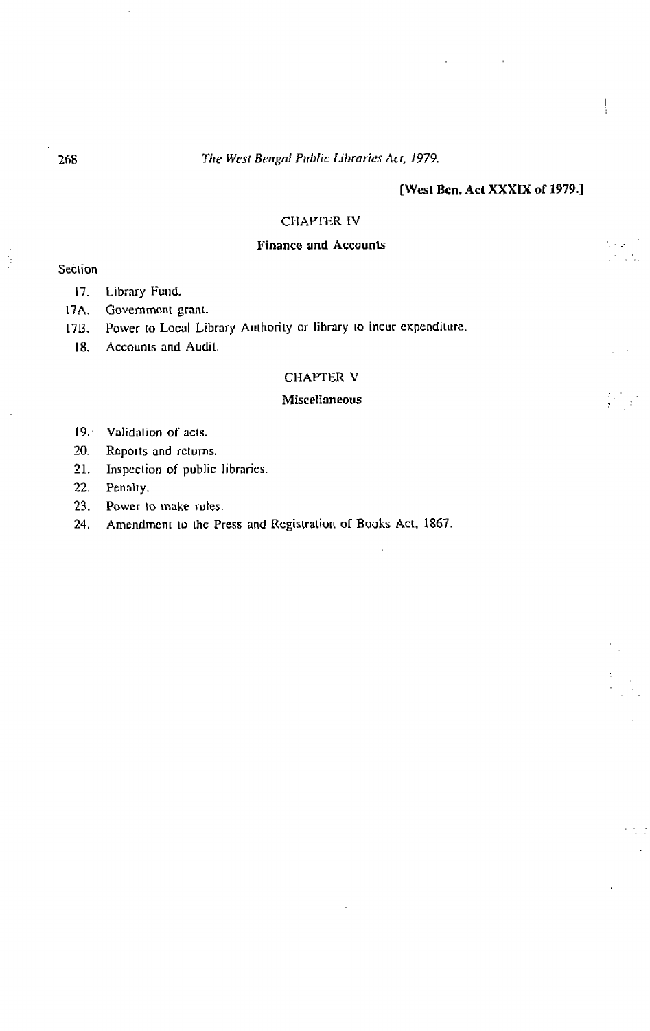[West Ben. Act XXXIX of 1979.]

## CHAPTER IV

### Finance and Accounts

Section

17. Library Fund.
17A. Government grant.
17B. Power to Local Library Authority or library to incur expenditure.
18. Accounts and Audit.

## CHAPTER V

### Miscellaneous

19. Validation of acts.
20. Reports and returns.
21. Inspection of public libraries.
22. Penalty.
23. Power to make rules.
24. Amendment to the Press and Registration of Books Act, 1867.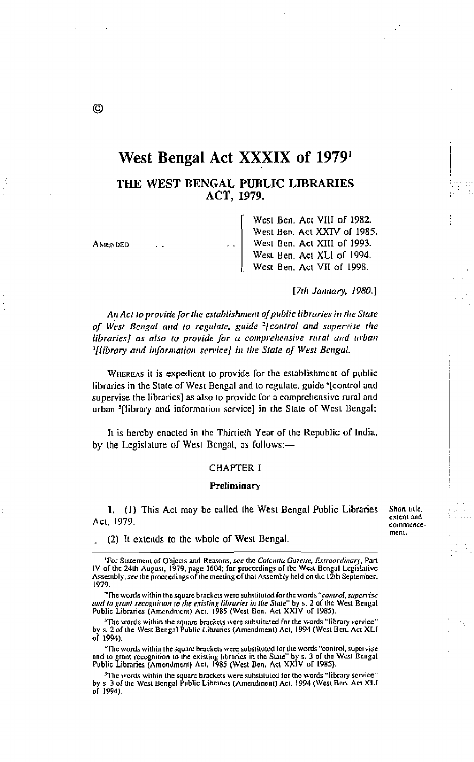©

# West Bengal Act XXXIX of 1979[1]

## THE WEST BENGAL PUBLIC LIBRARIES ACT, 1979.

AMENDED . . . . West Ben. Act VIII of 1982. West Ben. Act XXIV of 1985. West Ben. Act XIII of 1993. West Ben. Act XLI of 1994. West Ben. Act VII of 1998.

[7th January, 1980.]

*An Act to provide for the establishment of public libraries in the State of West Bengal and to regulate, guide* [2]*[control and supervise the libraries] as also to provide for a comprehensive rural and urban* [3]*[library and information service] in the State of West Bengal.*

WHEREAS it is expedient to provide for the establishment of public libraries in the State of West Bengal and to regulate, guide [4][control and supervise the libraries] as also to provide for a comprehensive rural and urban [5][library and information service] in the State of West Bengal;

It is hereby enacted in the Thirtieth Year of the Republic of India, by the Legislature of West Bengal, as follows:—

### CHAPTER I

#### Preliminary

Short title, extent and commencement.

**1.** (*1*) This Act may be called the West Bengal Public Libraries Act, 1979.

(2) It extends to the whole of West Bengal.

---

[1]For Statement of Objects and Reasons, *see* the *Calcutta Gazette, Extraordinary*, Part IV of the 24th August, 1979, page 1604; for proceedings of the West Bengal Legislative Assembly, *see* the proceedings of the meeting of that Assembly held on the 12th September, 1979.

[2]The words within the square brackets were substituted for the words "*control, supervise and to grant recognition to the existing libraries in the State*" by s. 2 of the West Bengal Public Libraries (Amendment) Act, 1985 (West Ben. Act XXIV of 1985).

[3]The words within the square brackets were substituted for the words "library service" by s. 2 of the West Bengal Public Libraries (Amendment) Act, 1994 (West Ben. Act XLI of 1994).

[4]The words within the square brackets were substituted for the words "control, supervise and to grant recognition to the existing libraries in the State" by s. 3 of the West Bengal Public Libraries (Amendment) Act, 1985 (West Ben. Act XXIV of 1985).

[5]The words within the square brackets were substituted for the words "library service" by s. 3 of the West Bengal Public Libraries (Amendment) Act, 1994 (West Ben. Act XLI of 1994).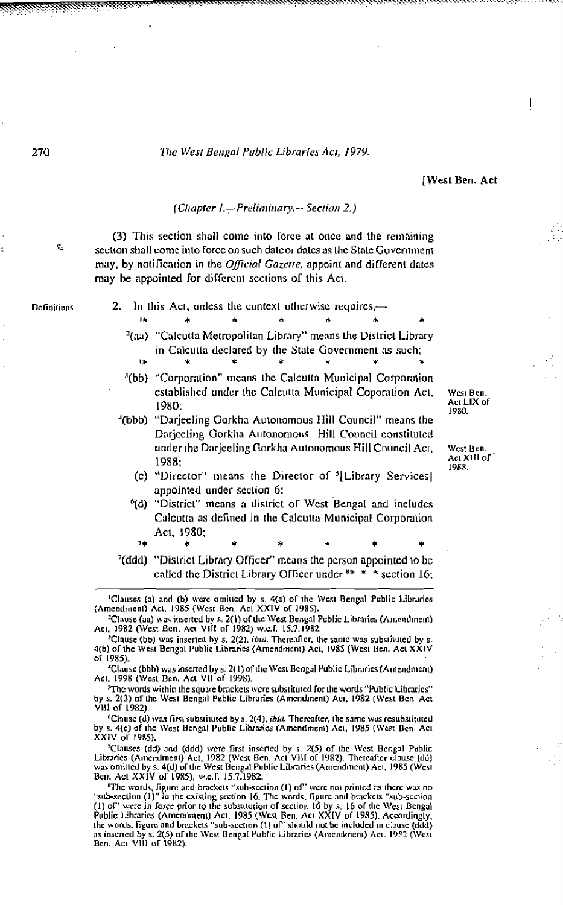[West Ben. Act

*(Chapter I.—Preliminary.—Section 2.)*

(3) This section shall come into force at once and the remaining section shall come into force on such date or dates as the State Government may, by notification in the *Official Gazette*, appoint and different dates may be appointed for different sections of this Act.

Definitions.

**2.** In this Act, unless the context otherwise requires,—

[1]* * * * * * *

[2](aa) "Calcutta Metropolitan Library" means the District Library in Calcutta declared by the State Government as such;

[1]* * * * * * *

[3](bb) "Corporation" means the Calcutta Municipal Corporation established under the Calcutta Municipal Coporation Act, 1980; West Ben. Act LIX of 1980.

[4](bbb) "Darjeeling Gorkha Autonomous Hill Council" means the Darjeeling Gorkha Autonomous Hill Council constituted under the Darjeeling Gorkha Autonomous Hill Council Act, 1988; West Ben. Act XIII of 1988.

(c) "Director" means the Director of [5][Library Services] appointed under section 6;

[6](d) "District" means a district of West Bengal and includes Calcutta as defined in the Calcutta Municipal Corporation Act, 1980;

[7]* * * * * * *

[7](ddd) "District Library Officer" means the person appointed to be called the District Library Officer under [8]* * * section 16;

---

[1]Clauses (a) and (b) were omitted by s. 4(a) of the West Bengal Public Libraries (Amendment) Act, 1985 (West Ben. Act XXIV of 1985).

[2]Clause (aa) was inserted by s. 2(1) of the West Bengal Public Libraries (Amendment) Act, 1982 (West Ben. Act VIII of 1982) w.e.f. 15.7.1982.

[3]Clause (bb) was inserted by s. 2(2), *ibid*. Thereafter, the same was substituted by s. 4(b) of the West Bengal Public Libraries (Amendment) Act, 1985 (West Ben. Act XXIV of 1985).

[4]Clause (bbb) was inserted by s. 2(1) of the West Bengal Public Libraries (Amendment) Act, 1998 (West Ben. Act VII of 1998).

[5]The words within the square brackets were substituted for the words "Public Libraries" by s. 2(3) of the West Bengal Public Libraries (Amendment) Act, 1982 (West Ben. Act VIII of 1982).

[6]Clause (d) was first substituted by s. 2(4), *ibid*. Thereafter, the same was resubstituted by s. 4(c) of the West Bengal Public Libraries (Amendment) Act, 1985 (West Ben. Act XXIV of 1985).

[7]Clauses (dd) and (ddd) were first inserted by s. 2(5) of the West Bengal Public Libraries (Amendment) Act, 1982 (West Ben. Act VIII of 1982). Thereafter clause (dd) was omitted by s. 4(d) of the West Bengal Public Libraries (Amendment) Act, 1985 (West Ben. Act XXIV of 1985), w.e.f. 15.7.1982.

[8]The words, figure and brackets "sub-section (1) of" were not printed as there was no "sub-section (1)" in the existing section 16. The words, figure and brackets "sub-section (1) of" were in force prior to the substitution of section 16 by s. 16 of the West Bengal Public Libraries (Amendment) Act, 1985 (West Ben. Act XXIV of 1985). Accordingly, the words, figure and brackets "sub-section (1) of" should not be included in clause (ddd) as inserted by s. 2(5) of the West Bengal Public Libraries (Amendment) Act, 1982 (West Ben. Act VIII of 1982).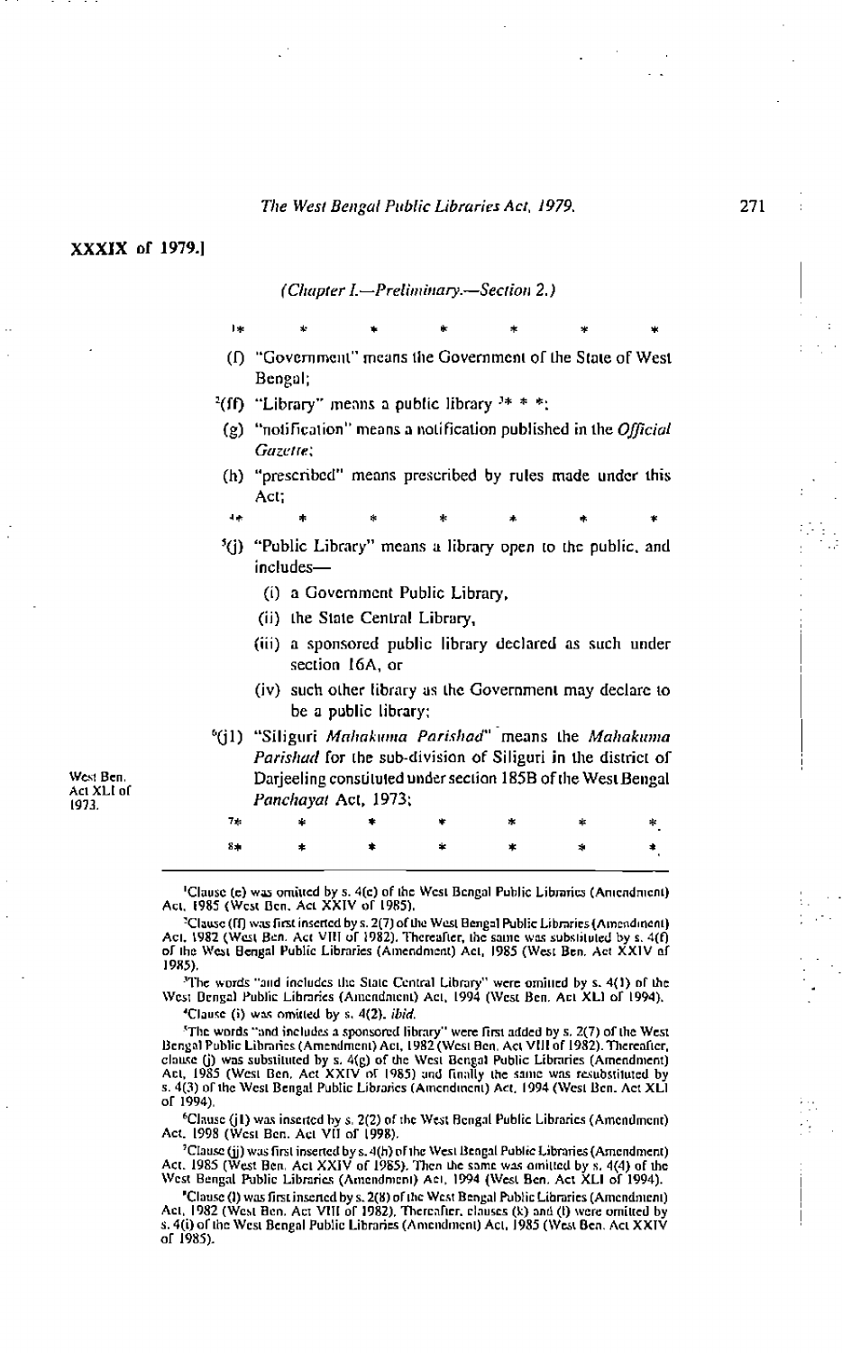*(Chapter I.—Preliminary.—Section 2.)*

[1]* * * * * * *

(f) "Government" means the Government of the State of West Bengal;

[2](ff) "Library" means a public library [3]* * *;

(g) "notification" means a notification published in the *Official Gazette*;

(h) "prescribed" means prescribed by rules made under this Act;

[4]* * * * * * *

[5](j) "Public Library" means a library open to the public, and includes—

(i) a Government Public Library,

(ii) the State Central Library,

(iii) a sponsored public library declared as such under section 16A, or

(iv) such other library as the Government may declare to be a public library;

[6](j1) "Siliguri *Mahakuma Parishad*" means the *Mahakuma Parishad* for the sub-division of Siliguri in the district of Darjeeling constituted under section 185B of the West Bengal *Panchayat* Act, 1973;

West Ben. Act XLI of 1973.

[7]* * * * * * *

[8]* * * * * * *

---

[1]Clause (e) was omitted by s. 4(c) of the West Bengal Public Libraries (Amendment) Act, 1985 (West Ben. Act XXIV of 1985).

[2]Clause (ff) was first inserted by s. 2(7) of the West Bengal Public Libraries (Amendment) Act, 1982 (West Ben. Act VIII of 1982). Thereafter, the same was substituted by s. 4(f) of the West Bengal Public Libraries (Amendment) Act, 1985 (West Ben. Act XXIV of 1985).

[3]The words "and includes the State Central Library" were omitted by s. 4(1) of the West Bengal Public Libraries (Amendment) Act, 1994 (West Ben. Act XLI of 1994).

[4]Clause (i) was omitted by s. 4(2), *ibid.*

[5]The words "and includes a sponsored library" were first added by s. 2(7) of the West Bengal Public Libraries (Amendment) Act, 1982 (West Ben. Act VIII of 1982). Thereafter, clause (j) was substituted by s. 4(g) of the West Bengal Public Libraries (Amendment) Act, 1985 (West Ben. Act XXIV of 1985) and finally the same was resubstituted by s. 4(3) of the West Bengal Public Libraries (Amendment) Act, 1994 (West Ben. Act XLI of 1994).

[6]Clause (j1) was inserted by s. 2(2) of the West Bengal Public Libraries (Amendment) Act, 1998 (West Ben. Act VII of 1998).

[7]Clause (jj) was first inserted by s. 4(h) of the West Bengal Public Libraries (Amendment) Act, 1985 (West Ben. Act XXIV of 1985). Then the same was omitted by s. 4(4) of the West Bengal Public Libraries (Amendment) Act, 1994 (West Ben. Act XLI of 1994).

[8]Clause (l) was first inserted by s. 2(8) of the West Bengal Public Libraries (Amendment) Act, 1982 (West Ben. Act VIII of 1982). Thereafter, clauses (k) and (l) were omitted by s. 4(i) of the West Bengal Public Libraries (Amendment) Act, 1985 (West Ben. Act XXIV of 1985).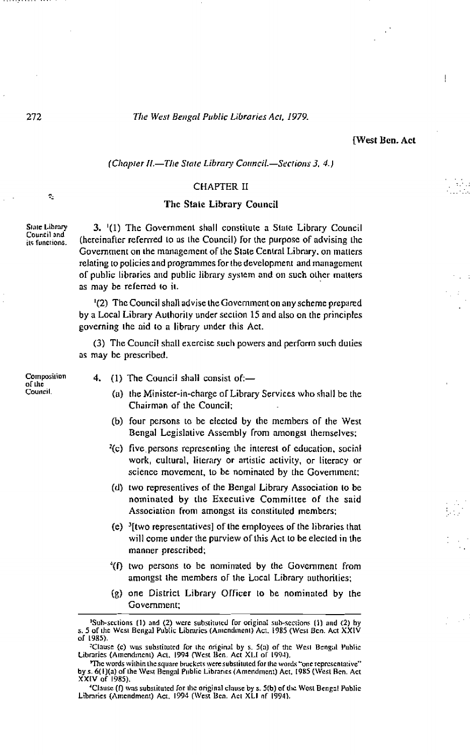[West Ben. Act

*(Chapter II.—The State Library Council.—Sections 3, 4.)*

## CHAPTER II

### The State Library Council

State Library Council and its functions.

**3.** [1](1) The Government shall constitute a State Library Council (hereinafter referred to as the Council) for the purpose of advising the Government on the management of the State Central Library, on matters relating to policies and programmes for the development and management of public libraries and public library system and on such other matters as may be referred to it.

[1](2) The Council shall advise the Government on any scheme prepared by a Local Library Authority under section 15 and also on the principles governing the aid to a library under this Act.

(3) The Council shall exercise such powers and perform such duties as may be prescribed.

Composition of the Council.

**4.** (1) The Council shall consist of:—

(a) the Minister-in-charge of Library Services who shall be the Chairman of the Council;

(b) four persons to be elected by the members of the West Bengal Legislative Assembly from amongst themselves;

[2](c) five persons representing the interest of education, social work, cultural, literary or artistic activity, or literacy or science movement, to be nominated by the Government;

(d) two representives of the Bengal Library Association to be nominated by the Executive Committee of the said Association from amongst its constituted members;

(e) [3][two representatives] of the employees of the libraries that will come under the purview of this Act to be elected in the manner prescribed;

[4](f) two persons to be nominated by the Government from amongst the members of the Local Library authorities;

(g) one District Library Officer to be nominated by the Government;

---

[1]Sub-sections (1) and (2) were substituted for original sub-sections (1) and (2) by s. 5 of the West Bengal Public Libraries (Amendment) Act, 1985 (West Ben. Act XXIV of 1985).

[2]Clause (c) was substituted for the original by s. 5(a) of the West Bengal Public Libraries (Amendment) Act, 1994 (West Ben. Act XLI of 1994).

[3]The words within the square brackets were substituted for the words "one representative" by s. 6(1)(a) of the West Bengal Public Libraries (Amendment) Act, 1985 (West Ben. Act XXIV of 1985).

[4]Clause (f) was substituted for the original clause by s. 5(b) of the West Bengal Public Libraries (Amendment) Act, 1994 (West Ben. Act XLI of 1994).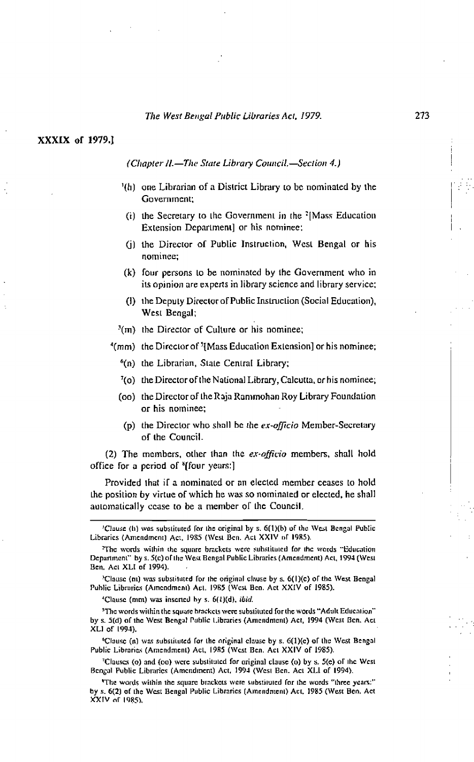XXXIX of 1979.]

*(Chapter II.—The State Library Council.—Section 4.)*

[1](h) one Librarian of a District Library to be nominated by the Government;

(i) the Secretary to the Government in the [2][Mass Education Extension Department] or his nominee;

(j) the Director of Public Instruction, West Bengal or his nominee;

(k) four persons to be nominated by the Government who in its opinion are experts in library science and library service;

(l) the Deputy Director of Public Instruction (Social Education), West Bengal;

[3](m) the Director of Culture or his nominee;

[4](mm) the Director of [5][Mass Education Extension] or his nominee;

[6](n) the Librarian, State Central Library;

[7](o) the Director of the National Library, Calcutta, or his nominee;

(oo) the Director of the Raja Rammohan Roy Library Foundation or his nominee;

(p) the Director who shall be the *ex-officio* Member-Secretary of the Council.

(2) The members, other than the *ex-officio* members, shall hold office for a period of [8][four years:]

Provided that if a nominated or an elected member ceases to hold the position by virtue of which he was so nominated or elected, he shall automatically cease to be a member of the Council.

---

[1]Clause (h) was substituted for the original by s. 6(1)(b) of the West Bengal Public Libraries (Amendment) Act, 1985 (West Ben. Act XXIV of 1985).

[2]The words within the square brackets were substituted for the words "Education Department" by s. 5(c) of the West Bengal Public Libraries (Amendment) Act, 1994 (West Ben. Act XLI of 1994).

[3]Clause (m) was substituted for the original clause by s. 6(1)(c) of the West Bengal Public Libraries (Amendment) Act, 1985 (West Ben. Act XXIV of 1985).

[4]Clause (mm) was inserted by s. 6(1)(d), *ibid.*

[5]The words within the square brackets were substituted for the words "Adult Education" by s. 5(d) of the West Bengal Public Libraries (Amendment) Act, 1994 (West Ben. Act XLI of 1994).

[6]Clause (n) was substituted for the original clause by s. 6(1)(e) of the West Bengal Public Libraries (Amendment) Act, 1985 (West Ben. Act XXIV of 1985).

[7]Clauses (o) and (oo) were substituted for original clause (o) by s. 5(e) of the West Bengal Public Libraries (Amendment) Act, 1994 (West Ben. Act XLI of 1994).

[8]The words within the square brackets were substituted for the words "three years:" by s. 6(2) of the West Bengal Public Libraries (Amendment) Act, 1985 (West Ben. Act XXIV of 1985).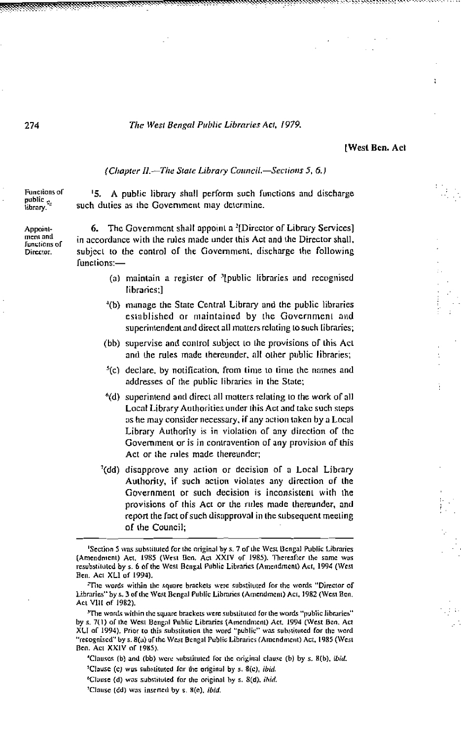*(Chapter II.—The State Library Council.—Sections 5, 6.)*

Functions of public library.

[1]5. A public library shall perform such functions and discharge such duties as the Government may determine.

Appointment and functions of Director.

**6.** The Government shall appoint a [2][Director of Library Services] in accordance with the rules made under this Act and the Director shall, subject to the control of the Government, discharge the following functions:—

- (a) maintain a register of [3][public libraries and recognised libraries;]
- [4](b) manage the State Central Library and the public libraries established or maintained by the Government and superintendent and direct all matters relating to such libraries;
- (bb) supervise and control subject to the provisions of this Act and the rules made thereunder, all other public libraries;
- [5](c) declare, by notification, from time to time the names and addresses of the public libraries in the State;
- [6](d) superintend and direct all matters relating to the work of all Local Library Authorities under this Act and take such steps as he may consider necessary, if any action taken by a Local Library Authority is in violation of any direction of the Government or is in contravention of any provision of this Act or the rules made thereunder;
- [7](dd) disapprove any action or decision of a Local Library Authority, if such action violates any direction of the Government or such decision is inconsistent with the provisions of this Act or the rules made thereunder, and report the fact of such disapproval in the subsequent meeting of the Council;

---

[1]Section 5 was substituted for the original by s. 7 of the West Bengal Public Libraries (Amendment) Act, 1985 (West Ben. Act XXIV of 1985). Thereafter the same was resubstituted by s. 6 of the West Bengal Public Libraries (Amendment) Act, 1994 (West Ben. Act XLI of 1994).

[2]The words within the square brackets were substituted for the words "Director of Libraries" by s. 3 of the West Bengal Public Libraries (Amendment) Act, 1982 (West Ben. Act VIII of 1982).

[3]The words within the square brackets were substituted for the words "public libraries" by s. 7(1) of the West Bengal Public Libraries (Amendment) Act, 1994 (West Ben. Act XLI of 1994). Prior to this substitution the word "public" was substituted for the word "recognised" by s. 8(a) of the West Bengal Public Libraries (Amendment) Act, 1985 (West Ben. Act XXIV of 1985).

[4]Clauses (b) and (bb) were substituted for the original clause (b) by s. 8(b), *ibid.*

[5]Clause (c) was substituted for the original by s. 8(c), *ibid.*

[6]Clause (d) was substituted for the original by s. 8(d), *ibid.*

[7]Clause (dd) was inserted by s. 8(e), *ibid.*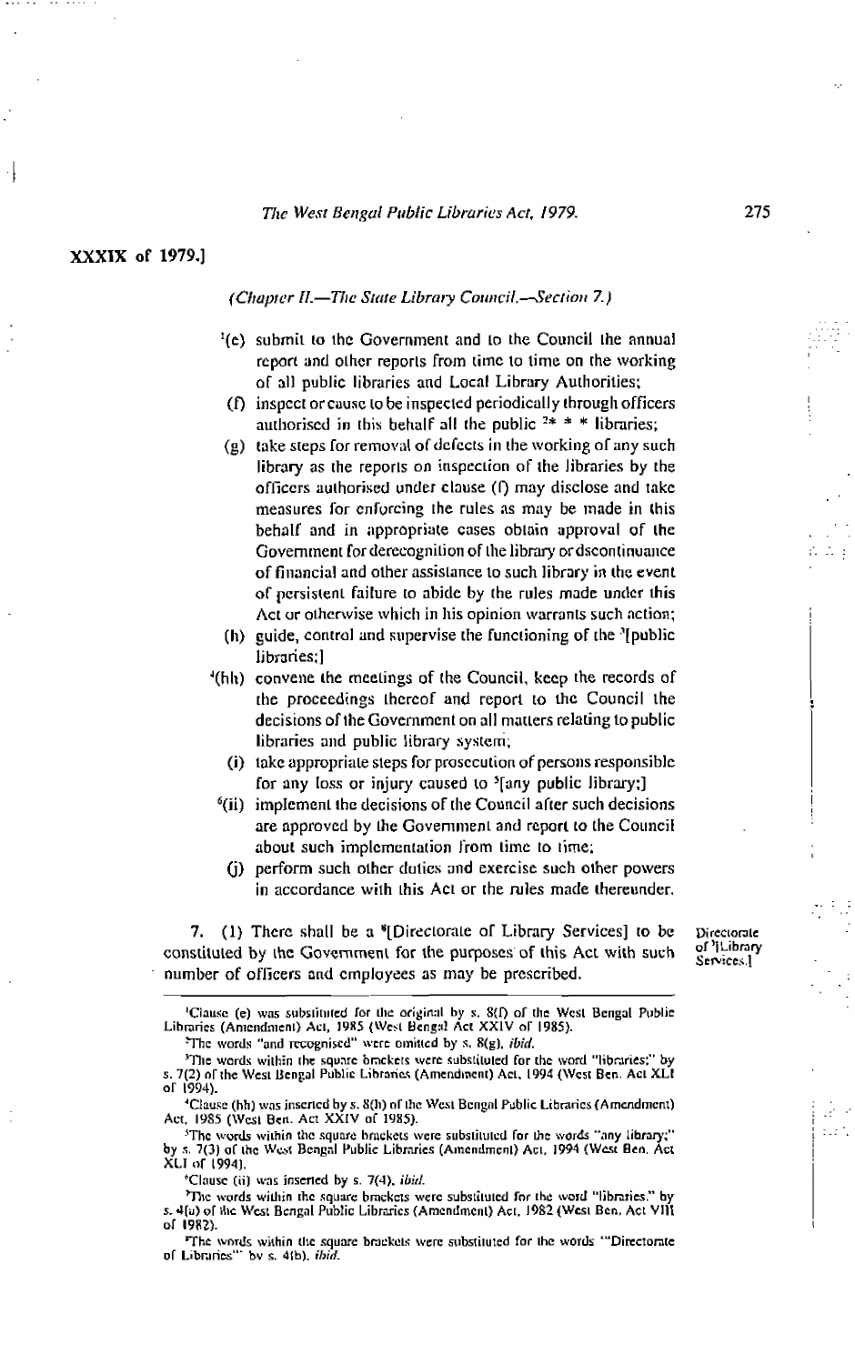XXXIX of 1979.]

*(Chapter II.—The State Library Council.—Section 7.)*

[1](e) submit to the Government and to the Council the annual report and other reports from time to time on the working of all public libraries and Local Library Authorities;

(f) inspect or cause to be inspected periodically through officers authorised in this behalf all the public [2]* * * libraries;

(g) take steps for removal of defects in the working of any such library as the reports on inspection of the libraries by the officers authorised under clause (f) may disclose and take measures for enforcing the rules as may be made in this behalf and in appropriate cases obtain approval of the Government for derecognition of the library or discontinuance of financial and other assistance to such library in the event of persistent failure to abide by the rules made under this Act or otherwise which in his opinion warrants such action;

(h) guide, control and supervise the functioning of the [3][public libraries;]

[4](hh) convene the meetings of the Council, keep the records of the proceedings thereof and report to the Council the decisions of the Government on all matters relating to public libraries and public library system;

(i) take appropriate steps for prosecution of persons responsible for any loss or injury caused to [5][any public library;]

[6](ii) implement the decisions of the Council after such decisions are approved by the Government and report to the Council about such implementation from time to time;

(j) perform such other duties and exercise such other powers in accordance with this Act or the rules made thereunder.

**Directorate of [7][Library Services.]**

7. (1) There shall be a [8][Directorate of Library Services] to be constituted by the Government for the purposes of this Act with such number of officers and employees as may be prescribed.

---

[1]Clause (e) was substituted for the original by s. 8(f) of the West Bengal Public Libraries (Amendment) Act, 1985 (West Bengal Act XXIV of 1985).

[2]The words "and recognised" were omitted by s. 8(g), *ibid.*

[3]The words within the square brackets were substituted for the word "libraries;" by s. 7(2) of the West Bengal Public Libraries (Amendment) Act, 1994 (West Ben. Act XLI of 1994).

[4]Clause (hh) was inserted by s. 8(h) of the West Bengal Public Libraries (Amendment) Act, 1985 (West Ben. Act XXIV of 1985).

[5]The words within the square brackets were substituted for the words "any library;" by s. 7(3) of the West Bengal Public Libraries (Amendment) Act, 1994 (West Ben. Act XLI of 1994).

[6]Clause (ii) was inserted by s. 7(4), *ibid.*

[7]The words within the square brackets were substituted for the word "libraries." by s. 4(a) of the West Bengal Public Libraries (Amendment) Act, 1982 (West Ben. Act VIII of 1982).

[8]The words within the square brackets were substituted for the words "Directorate of Libraries" by s. 4(b), *ibid.*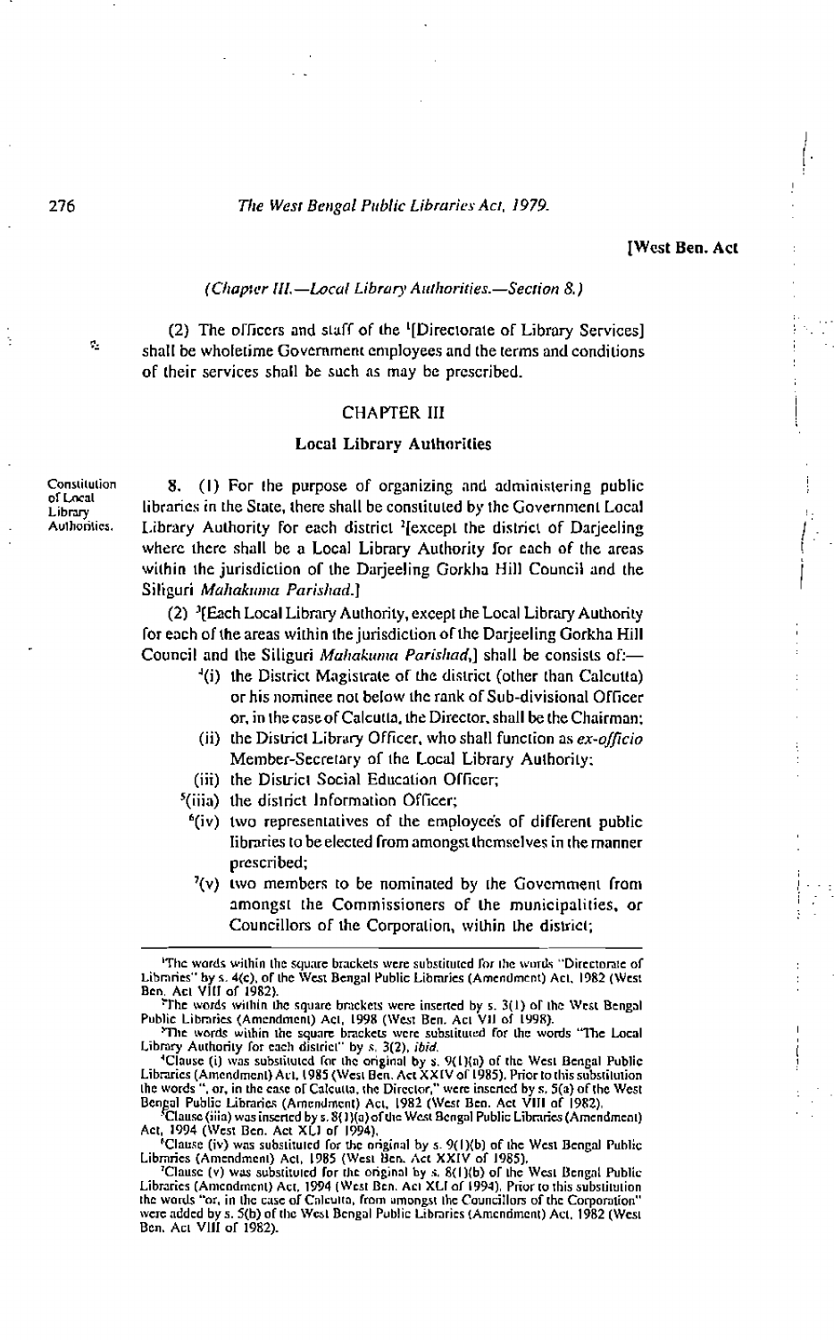(*Chapter III.—Local Library Authorities.—Section 8.*)

(2) The officers and staff of the [1][Directorate of Library Services] shall be wholetime Government employees and the terms and conditions of their services shall be such as may be prescribed.

## CHAPTER III

### Local Library Authorities

Constitution of Local Library Authorities.

**8.** (1) For the purpose of organizing and administering public libraries in the State, there shall be constituted by the Government Local Library Authority for each district [2][except the district of Darjeeling where there shall be a Local Library Authority for each of the areas within the jurisdiction of the Darjeeling Gorkha Hill Council and the Siliguri *Mahakuma Parishad*.]

(2) [3][Each Local Library Authority, except the Local Library Authority for each of the areas within the jurisdiction of the Darjeeling Gorkha Hill Council and the Siliguri *Mahakuma Parishad*,] shall be consists of:—

[4](i) the District Magistrate of the district (other than Calcutta) or his nominee not below the rank of Sub-divisional Officer or, in the case of Calcutta, the Director, shall be the Chairman;

(ii) the District Library Officer, who shall function as *ex-officio* Member-Secretary of the Local Library Authority;

(iii) the District Social Education Officer;

[5](iiia) the district Information Officer;

[6](iv) two representatives of the employees of different public libraries to be elected from amongst themselves in the manner prescribed;

[7](v) two members to be nominated by the Government from amongst the Commissioners of the municipalities, or Councillors of the Corporation, within the district;

---

[1]The words within the square brackets were substituted for the words "Directorate of Libraries" by s. 4(c), of the West Bengal Public Libraries (Amendment) Act, 1982 (West Ben. Act VIII of 1982).

[2]The words within the square brackets were inserted by s. 3(1) of the West Bengal Public Libraries (Amendment) Act, 1998 (West Ben. Act VII of 1998).

[3]The words within the square brackets were substituted for the words "The Local Library Authority for each district" by s. 3(2), *ibid.*

[4]Clause (i) was substituted for the original by s. 9(1)(a) of the West Bengal Public Libraries (Amendment) Act, 1985 (West Ben. Act XXIV of 1985). Prior to this substitution the words ", or, in the case of Calcutta, the Director," were inserted by s. 5(a) of the West Bengal Public Libraries (Amendment) Act, 1982 (West Ben. Act VIII of 1982).

[5]Clause (iiia) was inserted by s. 8(1)(a) of the West Bengal Public Libraries (Amendment) Act, 1994 (West Ben. Act XLI of 1994).

[6]Clause (iv) was substituted for the original by s. 9(1)(b) of the West Bengal Public Libraries (Amendment) Act, 1985 (West Ben. Act XXIV of 1985).

[7]Clause (v) was substituted for the original by s. 8(1)(b) of the West Bengal Public Libraries (Amendment) Act, 1994 (West Ben. Act XLI of 1994). Prior to this substitution the words "or, in the case of Calcutta, from amongst the Councillors of the Corporation" were added by s. 5(b) of the West Bengal Public Libraries (Amendment) Act, 1982 (West Ben. Act VIII of 1982).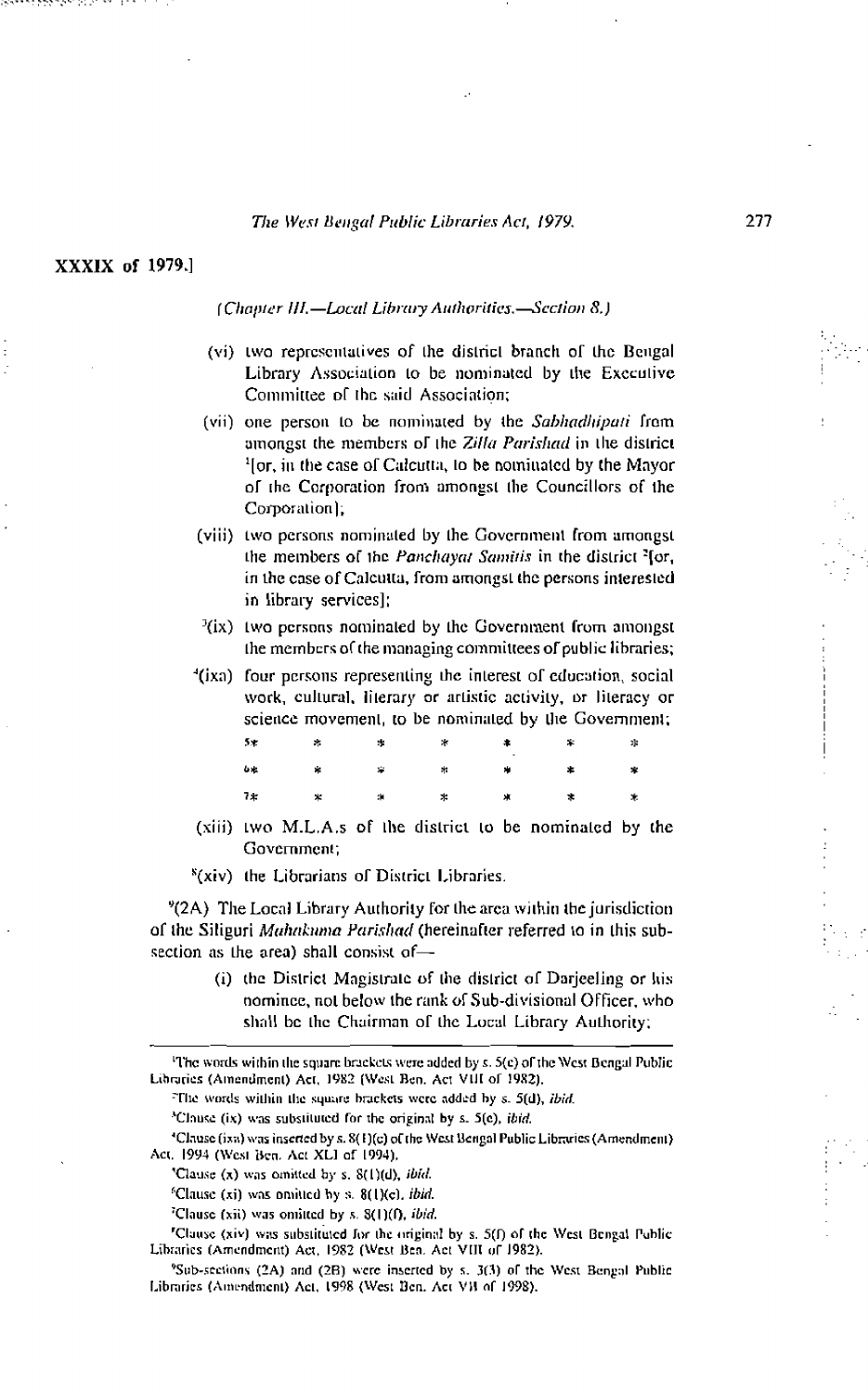XXXIX of 1979.]

*(Chapter III.—Local Library Authorities.—Section 8.)*

(vi) two representatives of the district branch of the Bengal Library Association to be nominated by the Executive Committee of the said Association;

(vii) one person to be nominated by the *Sabhadhipati* from amongst the members of the *Zilla Parishad* in the district [1][or, in the case of Calcutta, to be nominated by the Mayor of the Corporation from amongst the Councillors of the Corporation];

(viii) two persons nominated by the Government from amongst the members of the *Panchayat Samitis* in the district [2][or, in the case of Calcutta, from amongst the persons interested in library services];

[3](ix) two persons nominated by the Government from amongst the members of the managing committees of public libraries;

[4](ixa) four persons representing the interest of education, social work, cultural, literary or artistic activity, or literacy or science movement, to be nominated by the Government;

[5]* * * * * * *

[6]* * * * * * *

[7]* * * * * * *

(xiii) two M.L.A.s of the district to be nominated by the Government;

[8](xiv) the Librarians of District Libraries.

[9](2A) The Local Library Authority for the area within the jurisdiction of the Siliguri *Mahakuma Parishad* (hereinafter referred to in this sub-section as the area) shall consist of—

(i) the District Magistrate of the district of Darjeeling or his nominee, not below the rank of Sub-divisional Officer, who shall be the Chairman of the Local Library Authority;

---

[1]The words within the square brackets were added by s. 5(c) of the West Bengal Public Libraries (Amendment) Act, 1982 (West Ben. Act VIII of 1982).

[2]The words within the square brackets were added by s. 5(d), *ibid.*

[3]Clause (ix) was substituted for the original by s. 5(e), *ibid.*

[4]Clause (ixa) was inserted by s. 8(1)(c) of the West Bengal Public Libraries (Amendment) Act, 1994 (West Ben. Act XLI of 1994).

[5]Clause (x) was omitted by s. 8(1)(d), *ibid.*

[6]Clause (xi) was omitted by s. 8(1)(e), *ibid.*

[7]Clause (xii) was omitted by s. 8(1)(f), *ibid.*

[8]Clause (xiv) was substituted for the original by s. 5(f) of the West Bengal Public Libraries (Amendment) Act, 1982 (West Ben. Act VIII of 1982).

[9]Sub-sections (2A) and (2B) were inserted by s. 3(3) of the West Bengal Public Libraries (Amendment) Act, 1998 (West Ben. Act VII of 1998).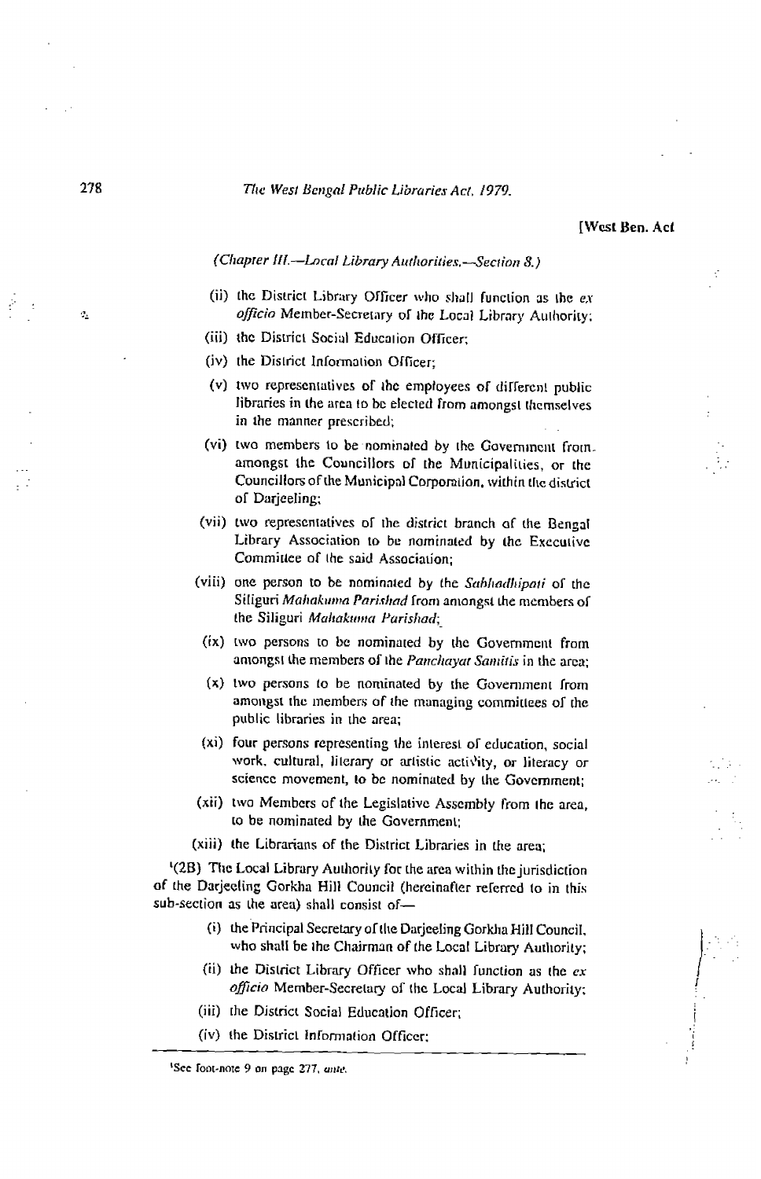(Chapter III.—Local Library Authorities.—Section 8.)

(ii) the District Library Officer who shall function as the *ex officio* Member-Secretary of the Local Library Authority;

(iii) the District Social Education Officer;

(iv) the District Information Officer;

(v) two representatives of the employees of different public libraries in the area to be elected from amongst themselves in the manner prescribed;

(vi) two members to be nominated by the Government from amongst the Councillors of the Municipalities, or the Councillors of the Municipal Corporation, within the district of Darjeeling;

(vii) two representatives of the district branch of the Bengal Library Association to be nominated by the Executive Committee of the said Association;

(viii) one person to be nominated by the *Sabhadhipati* of the Siliguri *Mahakuma Parishad* from amongst the members of the Siliguri *Mahakuma Parishad*;

(ix) two persons to be nominated by the Government from amongst the members of the *Panchayat Samitis* in the area;

(x) two persons to be nominated by the Government from amongst the members of the managing committees of the public libraries in the area;

(xi) four persons representing the interest of education, social work, cultural, literary or artistic activity, or literacy or science movement, to be nominated by the Government;

(xii) two Members of the Legislative Assembly from the area, to be nominated by the Government;

(xiii) the Librarians of the District Libraries in the area;

[1](2B) The Local Library Authority for the area within the jurisdiction of the Darjeeling Gorkha Hill Council (hereinafter referred to in this sub-section as the area) shall consist of—

(i) the Principal Secretary of the Darjeeling Gorkha Hill Council, who shall be the Chairman of the Local Library Authority;

(ii) the District Library Officer who shall function as the *ex officio* Member-Secretary of the Local Library Authority;

(iii) the District Social Education Officer;

(iv) the District Information Officer;

---

[1]See foot-note 9 on page 277, *ante*.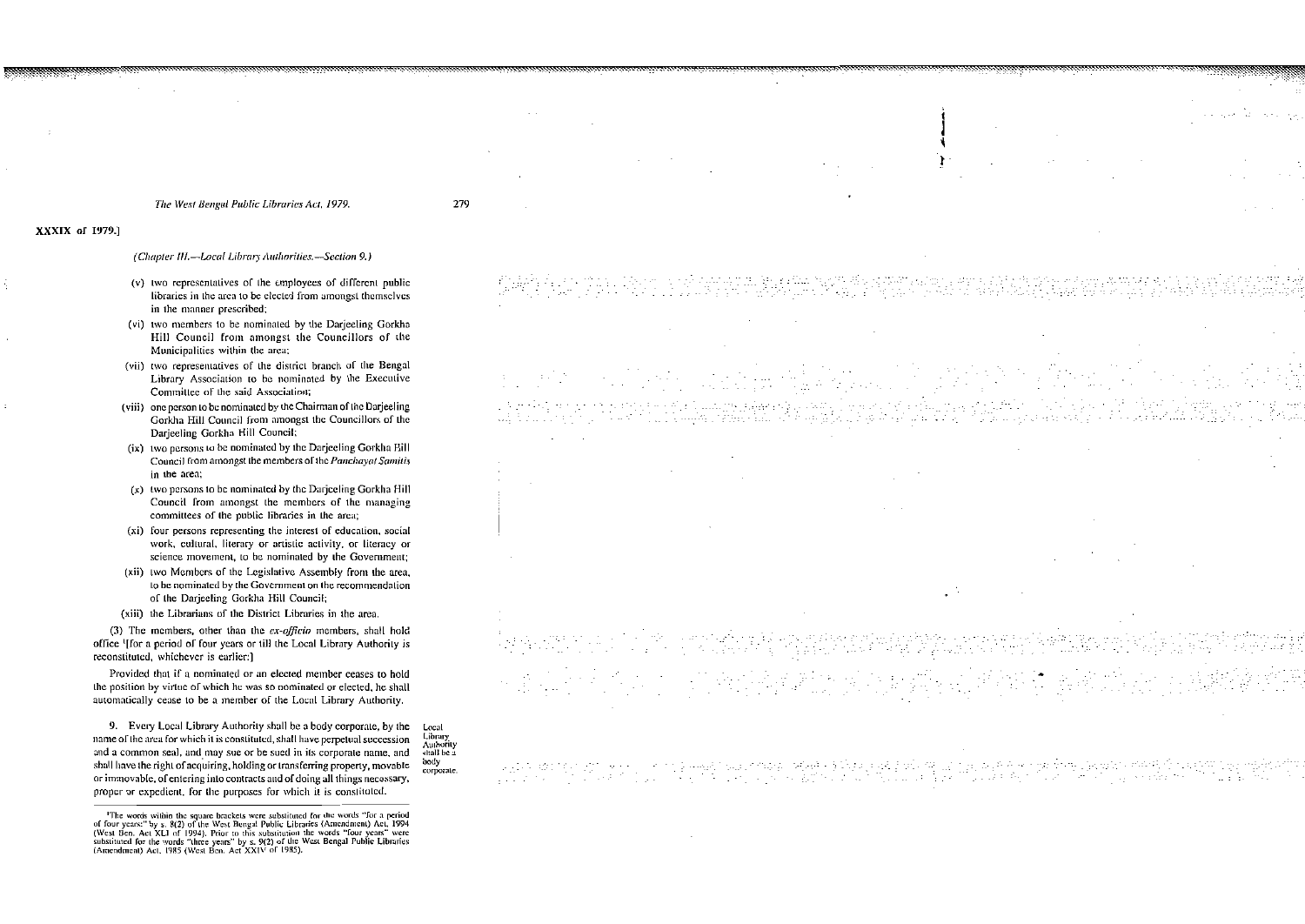XXXIX of 1979.]

*(Chapter III.—Local Library Authorities.—Section 9.)*

(v) two representatives of the employees of different public libraries in the area to be elected from amongst themselves in the manner prescribed;

(vi) two members to be nominated by the Darjeeling Gorkha Hill Council from amongst the Councillors of the Municipalities within the area;

(vii) two representatives of the district branch of the Bengal Library Association to be nominated by the Executive Committee of the said Association;

(viii) one person to be nominated by the Chairman of the Darjeeling Gorkha Hill Council from amongst the Councillors of the Darjeeling Gorkha Hill Council;

(ix) two persons to be nominated by the Darjeeling Gorkha Hill Council from amongst the members of the *Panchayat Samitis* in the area;

(x) two persons to be nominated by the Darjeeling Gorkha Hill Council from amongst the members of the managing committees of the public libraries in the area;

(xi) four persons representing the interest of education, social work, cultural, literary or artistic activity, or literacy or science movement, to be nominated by the Government;

(xii) two Members of the Legislative Assembly from the area, to be nominated by the Government on the recommendation of the Darjeeling Gorkha Hill Council;

(xiii) the Librarians of the District Libraries in the area.

(3) The members, other than the *ex-officio* members, shall hold office [1][for a period of four years or till the Local Library Authority is reconstituted, whichever is earlier:]

Provided that if a nominated or an elected member ceases to hold the position by virtue of which he was so nominated or elected, he shall automatically cease to be a member of the Local Library Authority.

Local Library Authority shall be a body corporate.

9. Every Local Library Authority shall be a body corporate, by the name of the area for which it is constituted, shall have perpetual succession and a common seal, and may sue or be sued in its corporate name, and shall have the right of acquiring, holding or transferring property, movable or immovable, of entering into contracts and of doing all things necessary, proper or expedient, for the purposes for which it is constituted.

---

[1]The words within the square brackets were substituted for the words "for a period of four years" by s. 8(2) of the West Bengal Public Libraries (Amendment) Act, 1994 (West Ben. Act XLI of 1994). Prior to this substitution the words "four years" were substituted for the words "three years" by s. 9(2) of the West Bengal Public Libraries (Amendment) Act, 1985 (West Ben. Act XXIV of 1985).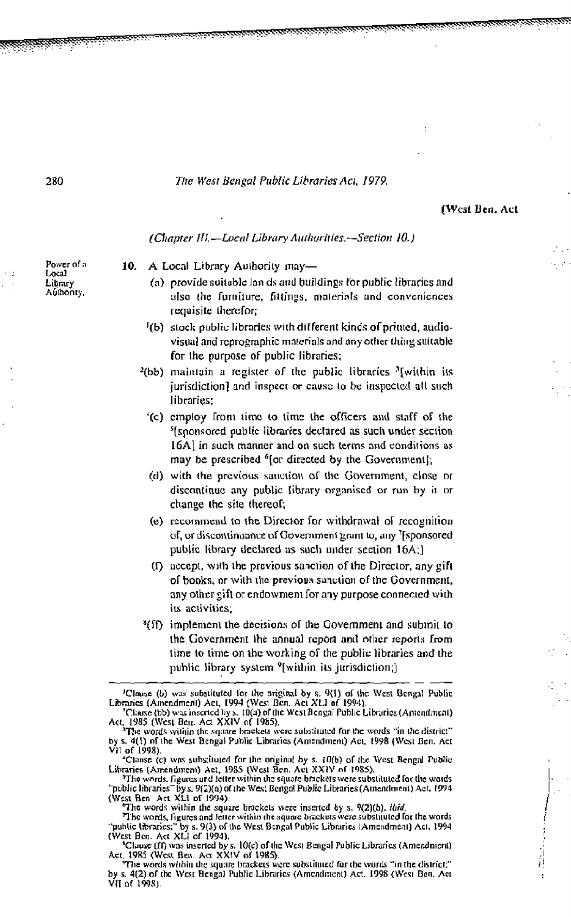*(Chapter III.—Local Library Authorities.—Section 10.)*

**Power of a Local Library Authority.**

**10.** A Local Library Authority may—

(a) provide suitable lands and buildings for public libraries and also the furniture, fittings, materials and conveniences requisite therefor;

[1](b) stock public libraries with different kinds of printed, audio-visual and reprographic materials and any other thing suitable for the purpose of public libraries;

[2](bb) maintain a register of the public libraries [3][within its jurisdiction] and inspect or cause to be inspected all such libraries;

[4](c) employ from time to time the officers and staff of the [5][sponsored public libraries declared as such under section 16A] in such manner and on such terms and conditions as may be prescribed [6][or directed by the Government];

(d) with the previous sanction of the Government, close or discontinue any public library organised or run by it or change the site thereof;

(e) recommend to the Director for withdrawal of recognition of, or discontinuance of Government grant to, any [7][sponsored public library declared as such under section 16A;]

(f) accept, with the previous sanction of the Director, any gift of books, or with the previous sanction of the Government, any other gift or endowment for any purpose connected with its activities;

[8](ff) implement the decisions of the Government and submit to the Government the annual report and other reports from time to time on the working of the public libraries and the public library system [9][within its jurisdiction;]

---

[1] Clause (b) was substituted for the original by s. 9(1) of the West Bengal Public Libraries (Amendment) Act, 1994 (West Ben. Act XLI of 1994).

[2] Clause (bb) was inserted by s. 10(a) of the West Bengal Public Libraries (Amendment) Act, 1985 (West Ben. Act XXIV of 1985).

[3] The words within the square brackets were substituted for the words "in the district" by s. 4(1) of the West Bengal Public Libraries (Amendment) Act, 1998 (West Ben. Act VII of 1998).

[4] Clause (c) was substituted for the original by s. 10(b) of the West Bengal Public Libraries (Amendment) Act, 1985 (West Ben. Act XXIV of 1985).

[5] The words, figures and letter within the square brackets were substituted for the words "public libraries" by s. 9(2)(a) of the West Bengal Public Libraries (Amendment) Act, 1994 (West Ben. Act XLI of 1994).

[6] The words within the square brackets were inserted by s. 9(2)(b), *ibid.*

[7] The words, figures and letter within the square brackets were substituted for the words "public libraries;" by s. 9(3) of the West Bengal Public Libraries (Amendment) Act, 1994 (West Ben. Act XLI of 1994).

[8] Clause (ff) was inserted by s. 10(c) of the West Bengal Public Libraries (Amendment) Act, 1985 (West Ben. Act XXIV of 1985).

[9] The words within the square brackets were substituted for the words "in the district;" by s. 4(2) of the West Bengal Public Libraries (Amendment) Act, 1998 (West Ben. Act VII of 1998).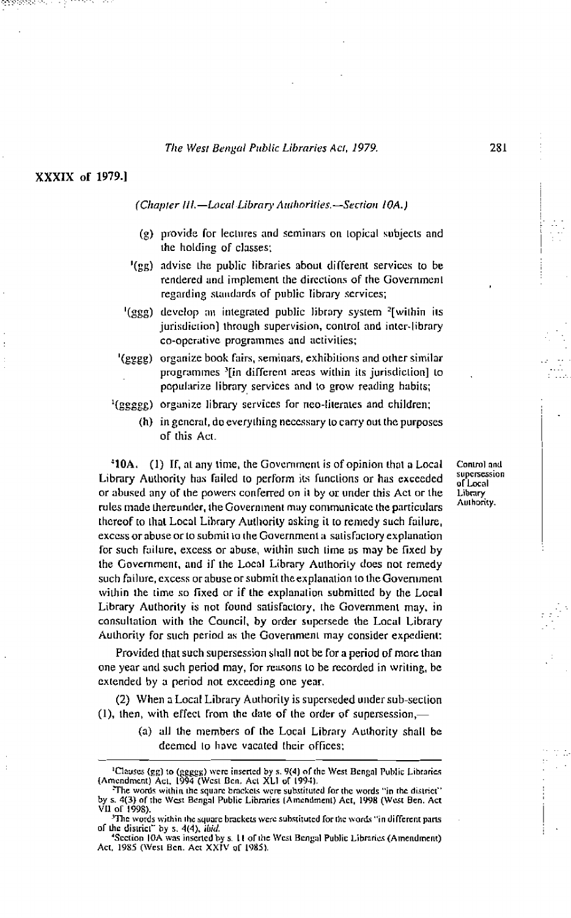(Chapter III.—Local Library Authorities.—Section 10A.)

(g) provide for lectures and seminars on topical subjects and the holding of classes;

[1](gg) advise the public libraries about different services to be rendered and implement the directions of the Government regarding standards of public library services;

[1](ggg) develop an integrated public library system [2][within its jurisdiction] through supervision, control and inter-library co-operative programmes and activities;

[1](gggg) organize book fairs, seminars, exhibitions and other similar programmes [3][in different areas within its jurisdiction] to popularize library services and to grow reading habits;

[1](ggggg) organize library services for neo-literates and children;

(h) in general, do everything necessary to carry out the purposes of this Act.

**Control and supersession of Local Library Authority.**

[4]**10A.** (1) If, at any time, the Government is of opinion that a Local Library Authority has failed to perform its functions or has exceeded or abused any of the powers conferred on it by or under this Act or the rules made thereunder, the Government may communicate the particulars thereof to that Local Library Authority asking it to remedy such failure, excess or abuse or to submit to the Government a satisfactory explanation for such failure, excess or abuse, within such time as may be fixed by the Government, and if the Local Library Authority does not remedy such failure, excess or abuse or submit the explanation to the Government within the time so fixed or if the explanation submitted by the Local Library Authority is not found satisfactory, the Government may, in consultation with the Council, by order supersede the Local Library Authority for such period as the Government may consider expedient:

Provided that such supersession shall not be for a period of more than one year and such period may, for reasons to be recorded in writing, be extended by a period not exceeding one year.

(2) When a Local Library Authority is superseded under sub-section (1), then, with effect from the date of the order of supersession,—

(a) all the members of the Local Library Authority shall be deemed to have vacated their offices;

---

[1]Clauses (gg) to (ggggg) were inserted by s. 9(4) of the West Bengal Public Libraries (Amendment) Act, 1994 (West Ben. Act XLI of 1994).

[2]The words within the square brackets were substituted for the words "in the district" by s. 4(3) of the West Bengal Public Libraries (Amendment) Act, 1998 (West Ben. Act VII of 1998).

[3]The words within the square brackets were substituted for the words "in different parts of the district" by s. 4(4), *ibid.*

[4]Section 10A was inserted by s. 11 of the West Bengal Public Libraries (Amendment) Act, 1985 (West Ben. Act XXIV of 1985).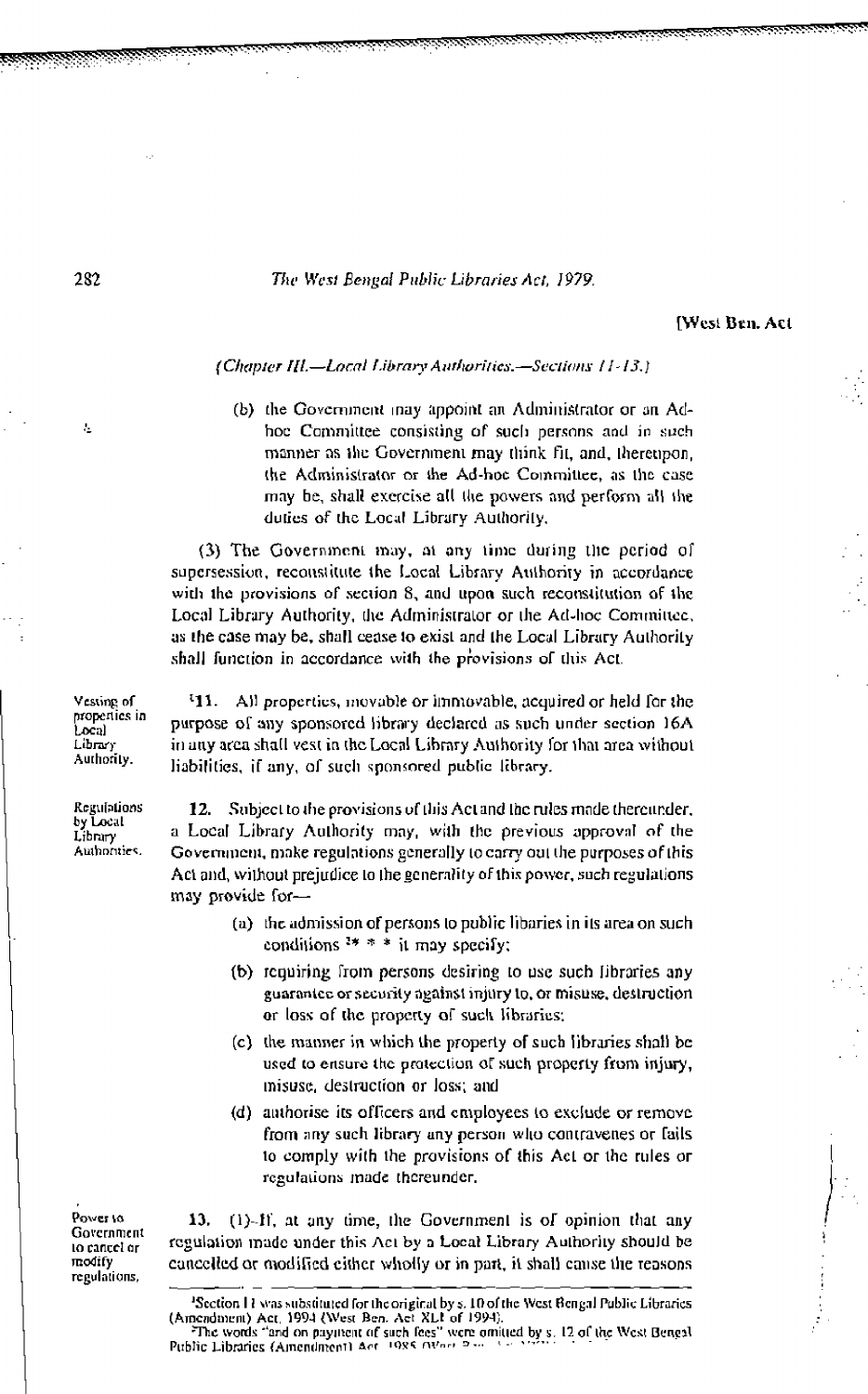*(Chapter III.—Local Library Authorities.—Sections 11-13.)*

(b) the Government may appoint an Administrator or an Ad-hoc Committee consisting of such persons and in such manner as the Government may think fit, and, thereupon, the Administrator or the Ad-hoc Committee, as the case may be, shall exercise all the powers and perform all the duties of the Local Library Authority.

(3) The Government may, at any time during the period of supersession, reconstitute the Local Library Authority in accordance with the provisions of section 8, and upon such reconstitution of the Local Library Authority, the Administrator or the Ad-hoc Committee, as the case may be, shall cease to exist and the Local Library Authority shall function in accordance with the provisions of this Act.

**Vesting of properties in Local Library Authority.**

[1]**11.** All properties, movable or immovable, acquired or held for the purpose of any sponsored library declared as such under section 16A in any area shall vest in the Local Library Authority for that area without liabilities, if any, of such sponsored public library.

**Regulations by Local Library Authorities.**

**12.** Subject to the provisions of this Act and the rules made thereunder, a Local Library Authority may, with the previous approval of the Government, make regulations generally to carry out the purposes of this Act and, without prejudice to the generality of this power, such regulations may provide for—

(a) the admission of persons to public libaries in its area on such conditions [2]* * * it may specify;

(b) requiring from persons desiring to use such libraries any guarantee or security against injury to, or misuse, destruction or loss of the property of such libraries;

(c) the manner in which the property of such libraries shall be used to ensure the protection of such property from injury, misuse, destruction or loss; and

(d) authorise its officers and employees to exclude or remove from any such library any person who contravenes or fails to comply with the provisions of this Act or the rules or regulations made thereunder.

**Power to Government to cancel or modify regulations.**

**13.** (1) If, at any time, the Government is of opinion that any regulation made under this Act by a Local Library Authority should be cancelled or modified either wholly or in part, it shall cause the reasons

---

[1]Section 11 was substituted for the original by s. 10 of the West Bengal Public Libraries (Amendment) Act, 1994 (West Ben. Act XLI of 1994).

[2]The words "and on payment of such fees" were omitted by s. 12 of the West Bengal Public Libraries (Amendment) Act, 1985 (West Ben. Act ...).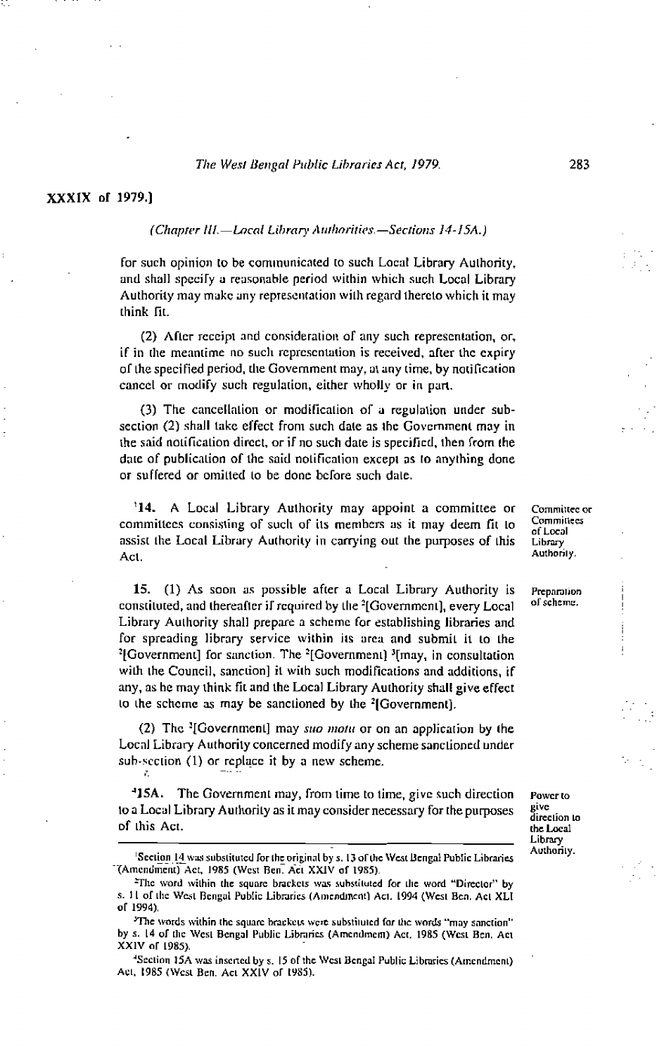*(Chapter III.—Local Library Authorities.—Sections 14-15A.)*

for such opinion to be communicated to such Local Library Authority, and shall specify a reasonable period within which such Local Library Authority may make any representation with regard thereto which it may think fit.

(2) After receipt and consideration of any such representation, or, if in the meantime no such representation is received, after the expiry of the specified period, the Government may, at any time, by notification cancel or modify such regulation, either wholly or in part.

(3) The cancellation or modification of a regulation under sub-section (2) shall take effect from such date as the Government may in the said notification direct, or if no such date is specified, then from the date of publication of the said notification except as to anything done or suffered or omitted to be done before such date.

**Committee or Committees of Local Library Authority.**

[1]14. A Local Library Authority may appoint a committee or committees consisting of such of its members as it may deem fit to assist the Local Library Authority in carrying out the purposes of this Act.

**Preparation of scheme.**

15. (1) As soon as possible after a Local Library Authority is constituted, and thereafter if required by the [2][Government], every Local Library Authority shall prepare a scheme for establishing libraries and for spreading library service within its area and submit it to the [2][Government] for sanction. The [2][Government] [3][may, in consultation with the Council, sanction] it with such modifications and additions, if any, as he may think fit and the Local Library Authority shall give effect to the scheme as may be sanctioned by the [2][Government].

(2) The [2][Government] may *suo motu* or on an application by the Local Library Authority concerned modify any scheme sanctioned under sub-section (1) or replace it by a new scheme.

**Power to give direction to the Local Library Authority.**

[4]15A. The Government may, from time to time, give such direction to a Local Library Authority as it may consider necessary for the purposes of this Act.

---

[1]Section 14 was substituted for the original by s. 13 of the West Bengal Public Libraries (Amendment) Act, 1985 (West Ben. Act XXIV of 1985).

[2]The word within the square brackets was substituted for the word "Director" by s. 11 of the West Bengal Public Libraries (Amendment) Act, 1994 (West Ben. Act XLI of 1994).

[3]The words within the square brackets were substituted for the words "may sanction" by s. 14 of the West Bengal Public Libraries (Amendment) Act, 1985 (West Ben. Act XXIV of 1985).

[4]Section 15A was inserted by s. 15 of the West Bengal Public Libraries (Amendment) Act, 1985 (West Ben. Act XXIV of 1985).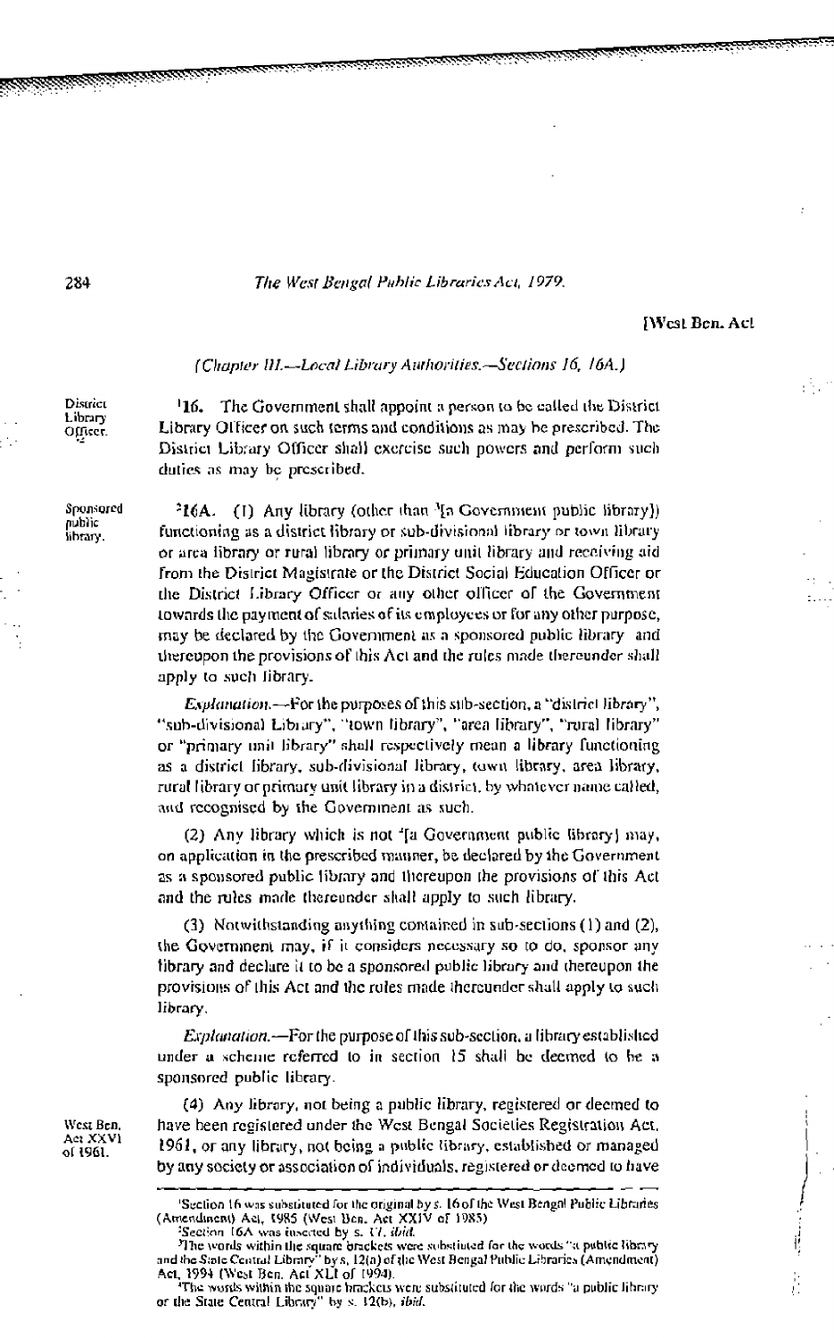(Chapter III.—Local Library Authorities.—Sections 16, 16A.)

District Library Officer.

[1]16. The Government shall appoint a person to be called the District Library Officer on such terms and conditions as may be prescribed. The District Library Officer shall exercise such powers and perform such duties as may be prescribed.

Sponsored public library.

[2]16A. (1) Any library (other than [3][a Government public library]) functioning as a district library or sub-divisional library or town library or area library or rural library or primary unit library and receiving aid from the District Magistrate or the District Social Education Officer or the District Library Officer or any other officer of the Government towards the payment of salaries of its employees or for any other purpose, may be declared by the Government as a sponsored public library and thereupon the provisions of this Act and the rules made thereunder shall apply to such library.

*Explanation.*—For the purposes of this sub-section, a "district library", "sub-divisional Library", "town library", "area library", "rural library" or "primary unit library" shall respectively mean a library functioning as a district library, sub-divisional library, town library, area library, rural library or primary unit library in a district, by whatever name called, and recognised by the Government as such.

(2) Any library which is not [4][a Government public library] may, on application in the prescribed manner, be declared by the Government as a sponsored public library and thereupon the provisions of this Act and the rules made thereunder shall apply to such library.

(3) Notwithstanding anything contained in sub-sections (1) and (2), the Government may, if it considers necessary so to do, sponsor any library and declare it to be a sponsored public library and thereupon the provisions of this Act and the rules made thereunder shall apply to such library.

*Explanation.*—For the purpose of this sub-section, a library established under a scheme referred to in section 15 shall be deemed to be a sponsored public library.

West Ben. Act XXVI of 1961.

(4) Any library, not being a public library, registered or deemed to have been registered under the West Bengal Societies Registration Act, 1961, or any library, not being a public library, established or managed by any society or association of individuals, registered or deemed to have

---

[1]Section 16 was substituted for the original by s. 16 of the West Bengal Public Libraries (Amendment) Act, 1985 (West Ben. Act XXIV of 1985).

[2]Section 16A was inserted by s. 17, *ibid.*

[3]The words within the square brackets were substituted for the words "a public library and the State Central Library" by s. 12(a) of the West Bengal Public Libraries (Amendment) Act, 1994 (West Ben. Act XLI of 1994).

[4]The words within the square brackets were substituted for the words "a public library or the State Central Library" by s. 12(b), *ibid.*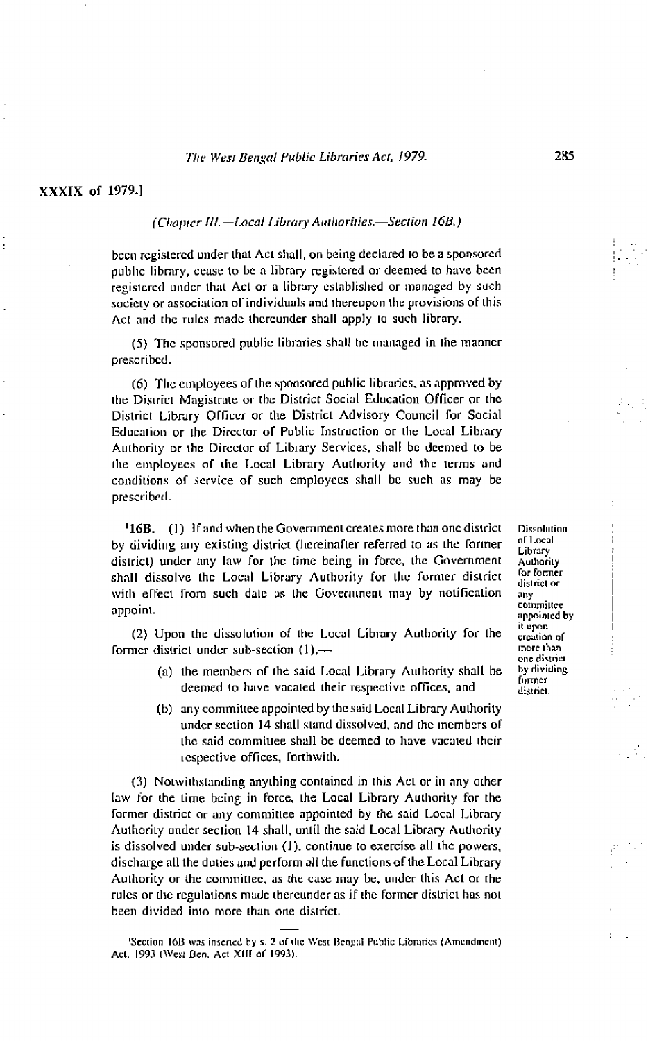XXXIX of 1979.]

*(Chapter III.—Local Library Authorities.—Section 16B.)*

been registered under that Act shall, on being declared to be a sponsored public library, cease to be a library registered or deemed to have been registered under that Act or a library established or managed by such society or association of individuals and thereupon the provisions of this Act and the rules made thereunder shall apply to such library.

(5) The sponsored public libraries shall be managed in the manner prescribed.

(6) The employees of the sponsored public libraries, as approved by the District Magistrate or the District Social Education Officer or the District Library Officer or the District Advisory Council for Social Education or the Director of Public Instruction or the Local Library Authority or the Director of Library Services, shall be deemed to be the employees of the Local Library Authority and the terms and conditions of service of such employees shall be such as may be prescribed.

Dissolution of Local Library Authority for former district or any committee appointed by it upon creation of more than one district by dividing former district.

[1]**16B.** (1) If and when the Government creates more than one district by dividing any existing district (hereinafter referred to as the former district) under any law for the time being in force, the Government shall dissolve the Local Library Authority for the former district with effect from such date as the Government may by notification appoint.

(2) Upon the dissolution of the Local Library Authority for the former district under sub-section (1),—

(a) the members of the said Local Library Authority shall be deemed to have vacated their respective offices, and

(b) any committee appointed by the said Local Library Authority under section 14 shall stand dissolved, and the members of the said committee shall be deemed to have vacated their respective offices, forthwith.

(3) Notwithstanding anything contained in this Act or in any other law for the time being in force, the Local Library Authority for the former district or any committee appointed by the said Local Library Authority under section 14 shall, until the said Local Library Authority is dissolved under sub-section (1), continue to exercise all the powers, discharge all the duties and perform all the functions of the Local Library Authority or the committee, as the case may be, under this Act or the rules or the regulations made thereunder as if the former district has not been divided into more than one district.

---

[1]Section 16B was inserted by s. 2 of the West Bengal Public Libraries (Amendment) Act, 1993 (West Ben. Act XIII of 1993).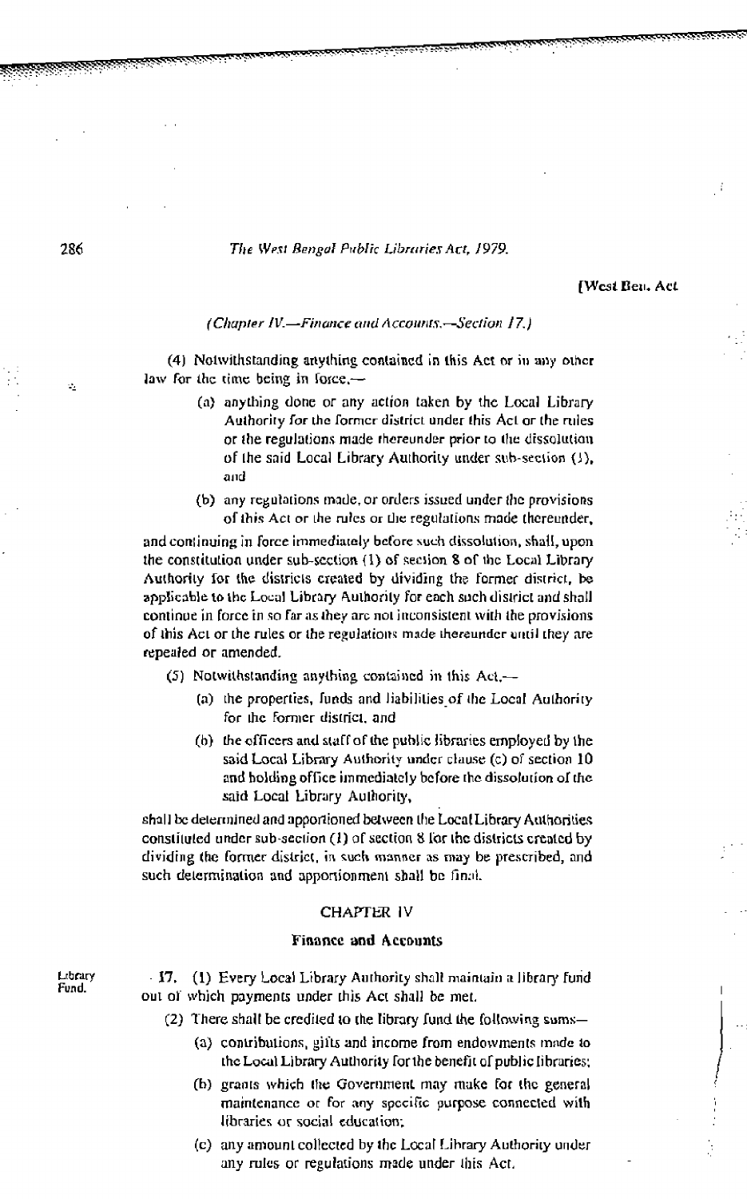(4) Notwithstanding anything contained in this Act or in any other law for the time being in force,—

(a) anything done or any action taken by the Local Library Authority for the former district under this Act or the rules or the regulations made thereunder prior to the dissolution of the said Local Library Authority under sub-section (1), and

(b) any regulations made, or orders issued under the provisions of this Act or the rules or the regulations made thereunder,

and continuing in force immediately before such dissolution, shall, upon the constitution under sub-section (1) of section 8 of the Local Library Authority for the districts created by dividing the former district, be applicable to the Local Library Authority for each such district and shall continue in force in so far as they are not inconsistent with the provisions of this Act or the rules or the regulations made thereunder until they are repealed or amended.

(5) Notwithstanding anything contained in this Act,—

(a) the properties, funds and liabilities of the Local Authority for the former district, and

(b) the officers and staff of the public libraries employed by the said Local Library Authority under clause (c) of section 10 and holding office immediately before the dissolution of the said Local Library Authority,

shall be determined and apportioned between the Local Library Authorities constituted under sub-section (1) of section 8 for the districts created by dividing the former district, in such manner as may be prescribed, and such determination and apportionment shall be final.

## CHAPTER IV

### Finance and Accounts

Library Fund.

**17.** (1) Every Local Library Authority shall maintain a library fund out of which payments under this Act shall be met.

(2) There shall be credited to the library fund the following sums—

(a) contributions, gifts and income from endowments made to the Local Library Authority for the benefit of public libraries;

(b) grants which the Government may make for the general maintenance or for any specific purpose connected with libraries or social education;

(c) any amount collected by the Local Library Authority under any rules or regulations made under this Act.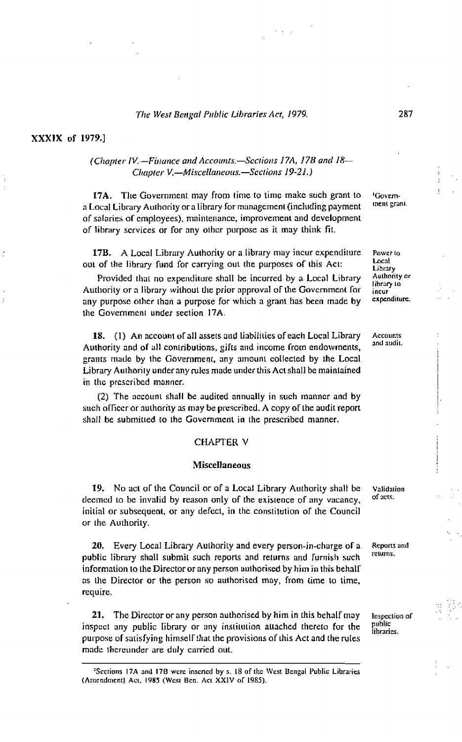XXXIX of 1979.]

*(Chapter IV.—Finance and Accounts.—Sections 17A, 17B and 18—Chapter V.—Miscellaneous.—Sections 19-21.)*

**17A.** The Government may from time to time make such grant to a Local Library Authority or a library for management (including payment of salaries of employees), maintenance, improvement and development of library services or for any other purpose as it may think fit. [1]Government grant.

**17B.** A Local Library Authority or a library may incur expenditure out of the library fund for carrying out the purposes of this Act: Power to Local Library Authority or library to incur expenditure.

Provided that no expenditure shall be incurred by a Local Library Authority or a library without the prior approval of the Government for any purpose other than a purpose for which a grant has been made by the Government under section 17A.

**18.** (1) An account of all assets and liabilities of each Local Library Authority and of all contributions, gifts and income from endowments, grants made by the Government, any amount collected by the Local Library Authority under any rules made under this Act shall be maintained in the prescribed manner. Accounts and audit.

(2) The account shall be audited annually in such manner and by such officer or authority as may be prescribed. A copy of the audit report shall be submitted to the Government in the prescribed manner.

## CHAPTER V

### Miscellaneous

**19.** No act of the Council or of a Local Library Authority shall be deemed to be invalid by reason only of the existence of any vacancy, initial or subsequent, or any defect, in the constitution of the Council or the Authority. Validation of acts.

**20.** Every Local Library Authority and every person-in-charge of a public library shall submit such reports and returns and furnish such information to the Director or any person authorised by him in this behalf as the Director or the person so authorised may, from time to time, require. Reports and returns.

**21.** The Director or any person authorised by him in this behalf may inspect any public library or any institution attached thereto for the purpose of satisfying himself that the provisions of this Act and the rules made thereunder are duly carried out. Inspection of public libraries.

---

[1]Sections 17A and 17B were inserted by s. 18 of the West Bengal Public Libraries (Amendment) Act, 1985 (West Ben. Act XXIV of 1985).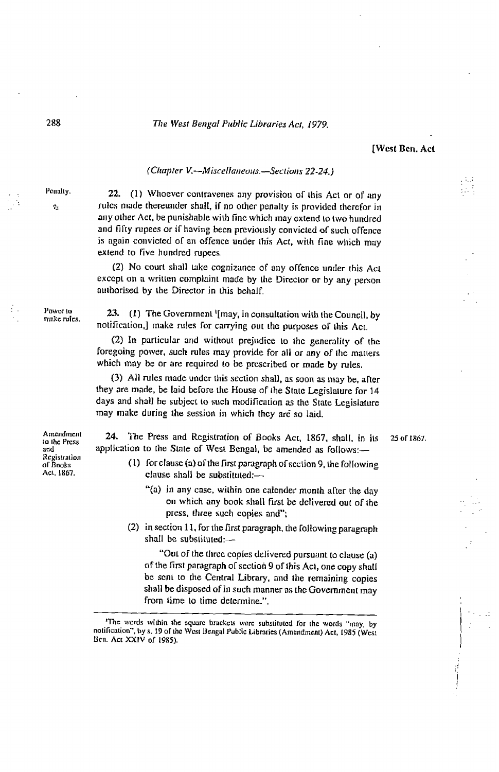[West Ben. Act

*(Chapter V.—Miscellaneous.—Sections 22-24.)*

Penalty.

**22.** (1) Whoever contravenes any provision of this Act or of any rules made thereunder shall, if no other penalty is provided therefor in any other Act, be punishable with fine which may extend to two hundred and fifty rupees or if having been previously convicted of such offence is again convicted of an offence under this Act, with fine which may extend to five hundred rupees.

(2) No court shall take cognizance of any offence under this Act except on a written complaint made by the Director or by any person authorised by the Director in this behalf.

Power to make rules.

**23.** (1) The Government [1][may, in consultation with the Council, by notification,] make rules for carrying out the purposes of this Act.

(2) In particular and without prejudice to the generality of the foregoing power, such rules may provide for all or any of the matters which may be or are required to be prescribed or made by rules.

(3) All rules made under this section shall, as soon as may be, after they are made, be laid before the House of the State Legislature for 14 days and shall be subject to such modification as the State Legislature may make during the session in which they are so laid.

Amendment to the Press and Registration of Books Act, 1867.

**24.** The Press and Registration of Books Act, 1867, shall, in its application to the State of West Bengal, be amended as follows:— 25 of 1867.

(1) for clause (a) of the first paragraph of section 9, the following clause shall be substituted:—

"(a) in any case, within one calender month after the day on which any book shall first be delivered out of the press, three such copies and";

(2) in section 11, for the first paragraph, the following paragraph shall be substituted:—

"Out of the three copies delivered pursuant to clause (a) of the first paragraph of section 9 of this Act, one copy shall be sent to the Central Library, and the remaining copies shall be disposed of in such manner as the Government may from time to time determine.".

---

[1]The words within the square brackets were substituted for the words "may, by notification", by s. 19 of the West Bengal Public Libraries (Amendment) Act, 1985 (West Ben. Act XXIV of 1985).